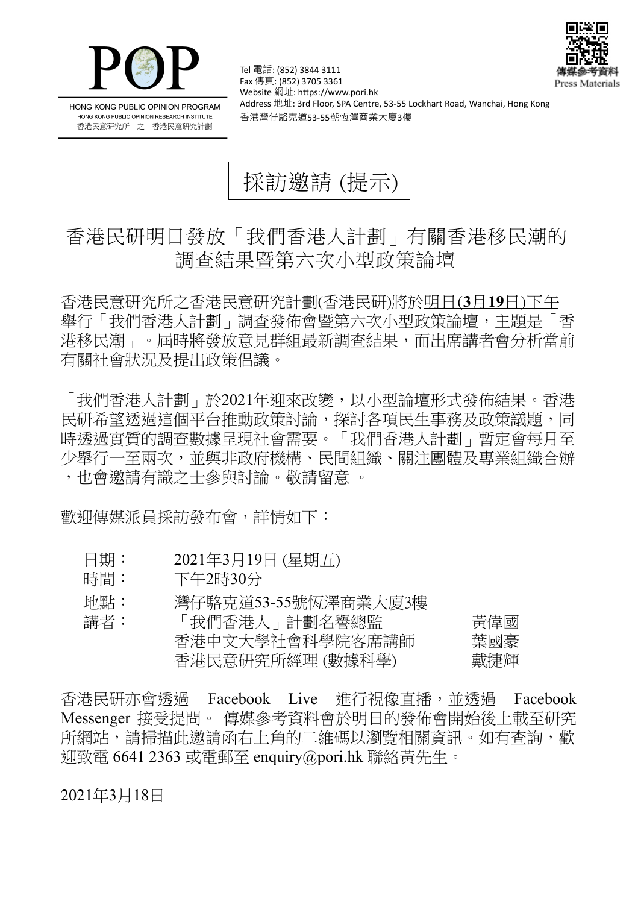POP

HONG KONG PUBLIC OPINION PROGRAM
HONG KONG PUBLIC OPINION RESEARCH INSTITUTE
香港民意研究所 之 香港民意研究計劃

Tel 電話: (852) 3844 3111
Fax 傳真: (852) 3705 3361
Website 網址: https://www.pori.hk
Address 地址: 3rd Floor, SPA Centre, 53-55 Lockhart Road, Wanchai, Hong Kong
香港灣仔駱克道53-55號恆澤商業大廈3樓

傳媒參考資料
Press Materials

# 採訪邀請 (提示)

## 香港民研明日發放「我們香港人計劃」有關香港移民潮的調查結果暨第六次小型政策論壇

香港民意研究所之香港民意研究計劃(香港民研)將於明日(**3**月**19**日)下午舉行「我們香港人計劃」調查發佈會暨第六次小型政策論壇，主題是「香港移民潮」。屆時將發放意見群組最新調查結果，而出席講者會分析當前有關社會狀況及提出政策倡議。

「我們香港人計劃」於2021年迎來改變，以小型論壇形式發佈結果。香港民研希望透過這個平台推動政策討論，探討各項民生事務及政策議題，同時透過實質的調查數據呈現社會需要。「我們香港人計劃」暫定會每月至少舉行一至兩次，並與非政府機構、民間組織、關注團體及專業組織合辦，也會邀請有識之士參與討論。敬請留意 。

歡迎傳媒派員採訪發布會，詳情如下：

| | | |
|---|---|---|
| 日期： | 2021年3月19日 (星期五) | |
| 時間： | 下午2時30分 | |
| 地點： | 灣仔駱克道53-55號恆澤商業大廈3樓 | |
| 講者： | 「我們香港人」計劃名譽總監 | 黃偉國 |
| | 香港中文大學社會科學院客席講師 | 葉國豪 |
| | 香港民意研究所經理 (數據科學) | 戴捷輝 |

香港民研亦會透過 Facebook Live 進行視像直播，並透過 Facebook Messenger 接受提問。 傳媒參考資料會於明日的發佈會開始後上載至研究所網站，請掃描此邀請函右上角的二維碼以瀏覽相關資訊。如有查詢，歡迎致電 6641 2363 或電郵至 enquiry@pori.hk 聯絡黃先生。

2021年3月18日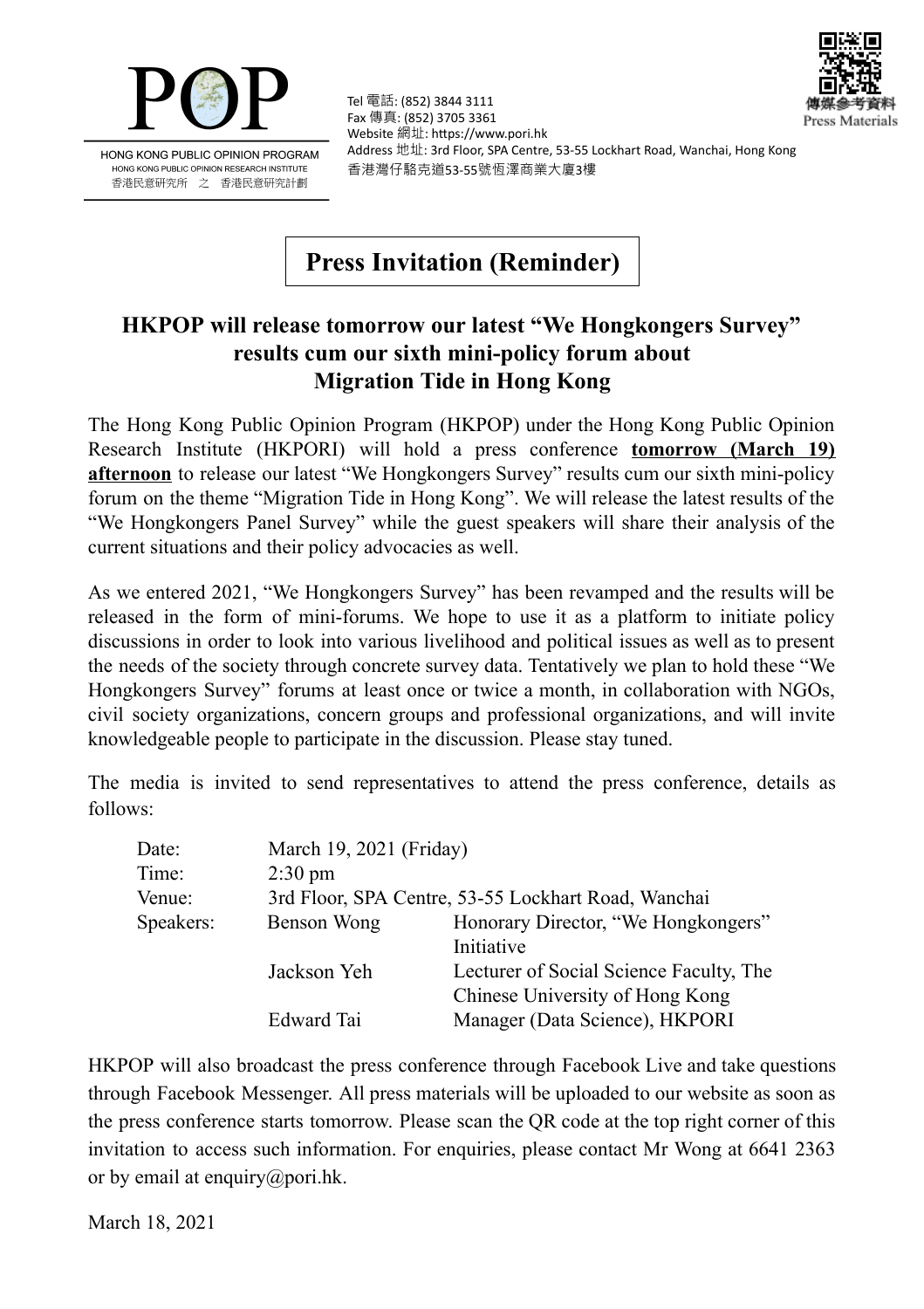POP

HONG KONG PUBLIC OPINION PROGRAM
HONG KONG PUBLIC OPINION RESEARCH INSTITUTE
香港民意研究所 之 香港民意研究計劃

Tel 電話: (852) 3844 3111
Fax 傳真: (852) 3705 3361
Website 網址: https://www.pori.hk
Address 地址: 3rd Floor, SPA Centre, 53-55 Lockhart Road, Wanchai, Hong Kong
香港灣仔駱克道53-55號恒澤商業大廈3樓

傳媒參考資料
Press Materials

# Press Invitation (Reminder)

## HKPOP will release tomorrow our latest "We Hongkongers Survey" results cum our sixth mini-policy forum about Migration Tide in Hong Kong

The Hong Kong Public Opinion Program (HKPOP) under the Hong Kong Public Opinion Research Institute (HKPORI) will hold a press conference **tomorrow (March 19) afternoon** to release our latest "We Hongkongers Survey" results cum our sixth mini-policy forum on the theme "Migration Tide in Hong Kong". We will release the latest results of the "We Hongkongers Panel Survey" while the guest speakers will share their analysis of the current situations and their policy advocacies as well.

As we entered 2021, "We Hongkongers Survey" has been revamped and the results will be released in the form of mini-forums. We hope to use it as a platform to initiate policy discussions in order to look into various livelihood and political issues as well as to present the needs of the society through concrete survey data. Tentatively we plan to hold these "We Hongkongers Survey" forums at least once or twice a month, in collaboration with NGOs, civil society organizations, concern groups and professional organizations, and will invite knowledgeable people to participate in the discussion. Please stay tuned.

The media is invited to send representatives to attend the press conference, details as follows:

| | | |
|---|---|---|
| Date: | March 19, 2021 (Friday) | |
| Time: | 2:30 pm | |
| Venue: | 3rd Floor, SPA Centre, 53-55 Lockhart Road, Wanchai | |
| Speakers: | Benson Wong | Honorary Director, "We Hongkongers" Initiative |
| | Jackson Yeh | Lecturer of Social Science Faculty, The Chinese University of Hong Kong |
| | Edward Tai | Manager (Data Science), HKPORI |

HKPOP will also broadcast the press conference through Facebook Live and take questions through Facebook Messenger. All press materials will be uploaded to our website as soon as the press conference starts tomorrow. Please scan the QR code at the top right corner of this invitation to access such information. For enquiries, please contact Mr Wong at 6641 2363 or by email at enquiry@pori.hk.

March 18, 2021